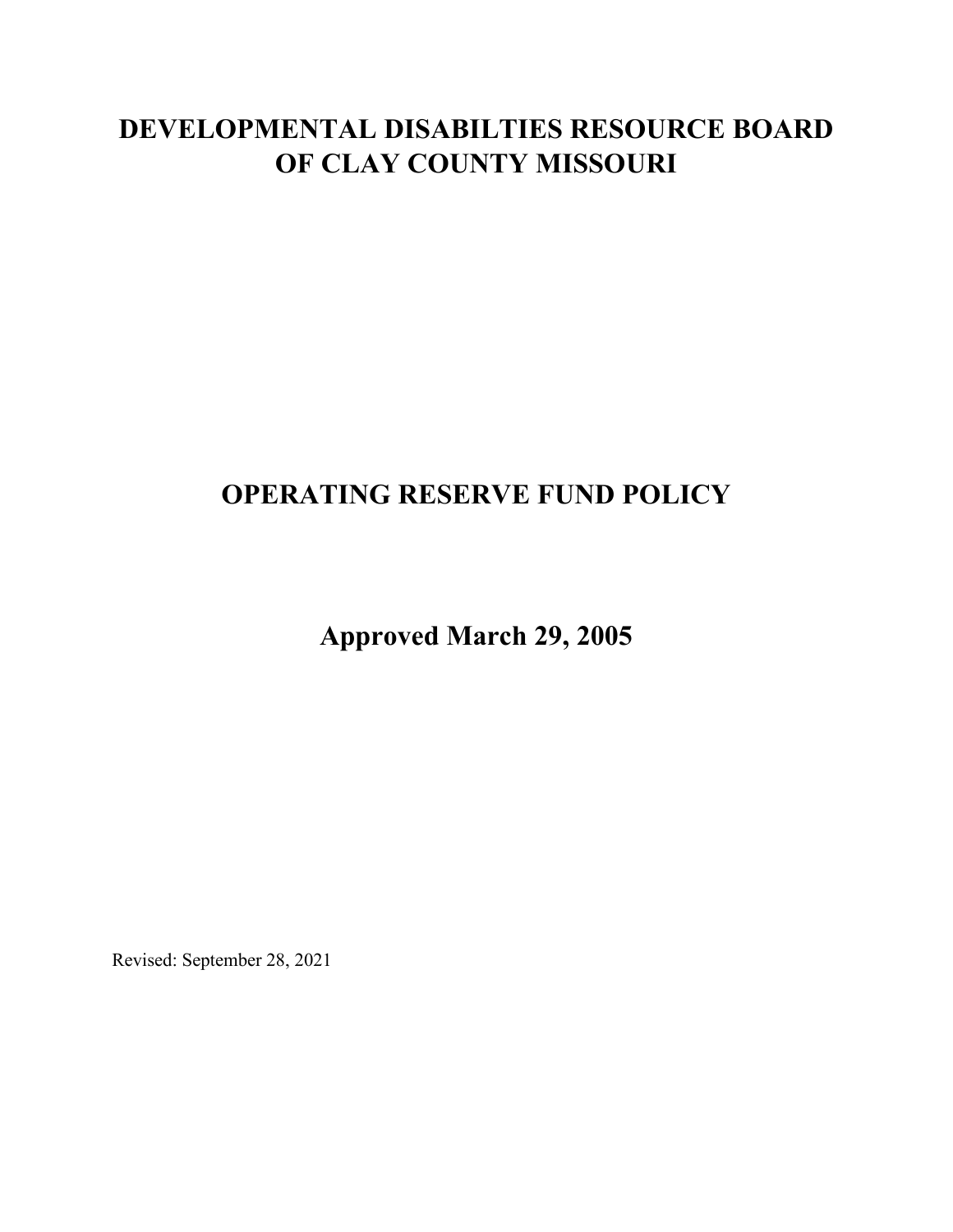# DEVELOPMENTAL DISABILTIES RESOURCE BOARD OF CLAY COUNTY MISSOURI

# OPERATING RESERVE FUND POLICY

## Approved March 29, 2005

Revised: September 28, 2021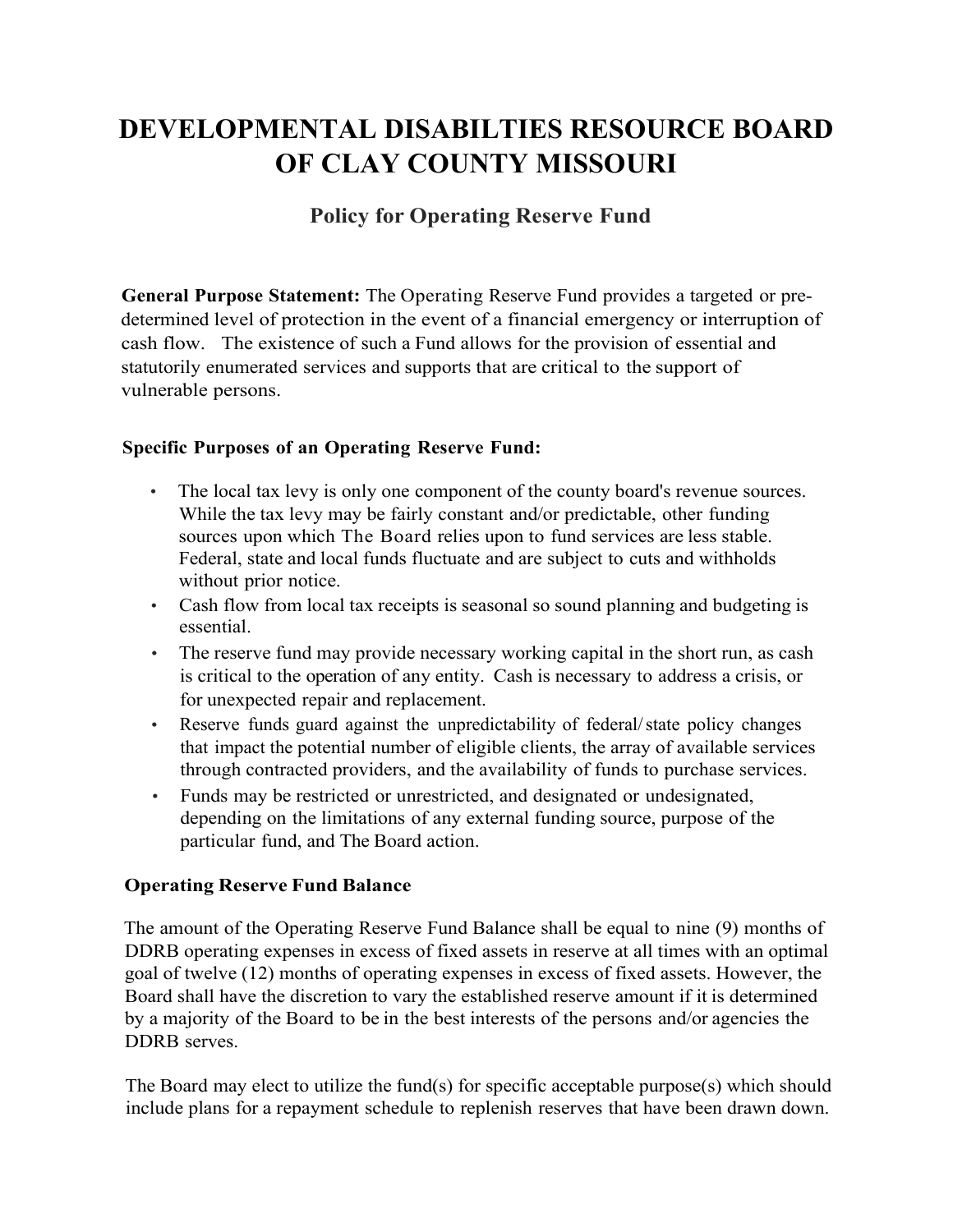# DEVELOPMENTAL DISABILTIES RESOURCE BOARD OF CLAY COUNTY MISSOURI

## Policy for Operating Reserve Fund

**General Purpose Statement:** The Operating Reserve Fund provides a targeted or pre-determined level of protection in the event of a financial emergency or interruption of cash flow. The existence of such a Fund allows for the provision of essential and statutorily enumerated services and supports that are critical to the support of vulnerable persons.

**Specific Purposes of an Operating Reserve Fund:**

- The local tax levy is only one component of the county board's revenue sources. While the tax levy may be fairly constant and/or predictable, other funding sources upon which The Board relies upon to fund services are less stable. Federal, state and local funds fluctuate and are subject to cuts and withholds without prior notice.
- Cash flow from local tax receipts is seasonal so sound planning and budgeting is essential.
- The reserve fund may provide necessary working capital in the short run, as cash is critical to the operation of any entity. Cash is necessary to address a crisis, or for unexpected repair and replacement.
- Reserve funds guard against the unpredictability of federal/state policy changes that impact the potential number of eligible clients, the array of available services through contracted providers, and the availability of funds to purchase services.
- Funds may be restricted or unrestricted, and designated or undesignated, depending on the limitations of any external funding source, purpose of the particular fund, and The Board action.

**Operating Reserve Fund Balance**

The amount of the Operating Reserve Fund Balance shall be equal to nine (9) months of DDRB operating expenses in excess of fixed assets in reserve at all times with an optimal goal of twelve (12) months of operating expenses in excess of fixed assets. However, the Board shall have the discretion to vary the established reserve amount if it is determined by a majority of the Board to be in the best interests of the persons and/or agencies the DDRB serves.

The Board may elect to utilize the fund(s) for specific acceptable purpose(s) which should include plans for a repayment schedule to replenish reserves that have been drawn down.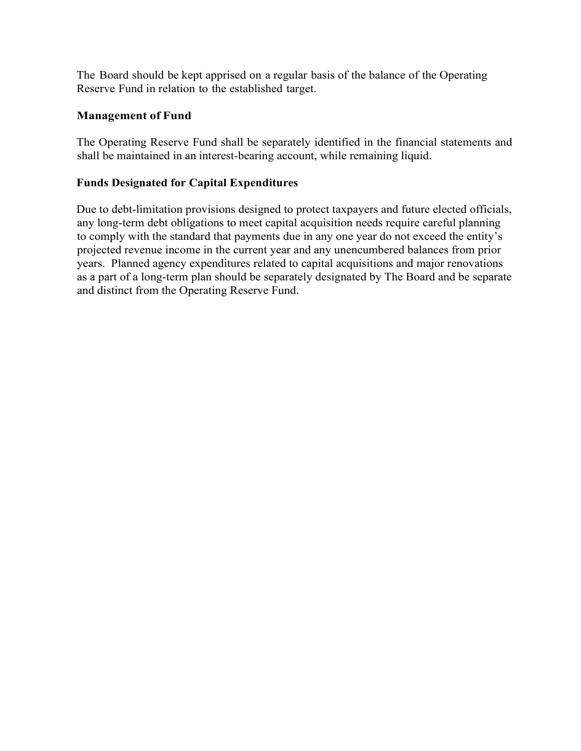The Board should be kept apprised on a regular basis of the balance of the Operating Reserve Fund in relation to the established target.

**Management of Fund**

The Operating Reserve Fund shall be separately identified in the financial statements and shall be maintained in an interest-bearing account, while remaining liquid.

**Funds Designated for Capital Expenditures**

Due to debt-limitation provisions designed to protect taxpayers and future elected officials, any long-term debt obligations to meet capital acquisition needs require careful planning to comply with the standard that payments due in any one year do not exceed the entity's projected revenue income in the current year and any unencumbered balances from prior years. Planned agency expenditures related to capital acquisitions and major renovations as a part of a long-term plan should be separately designated by The Board and be separate and distinct from the Operating Reserve Fund.